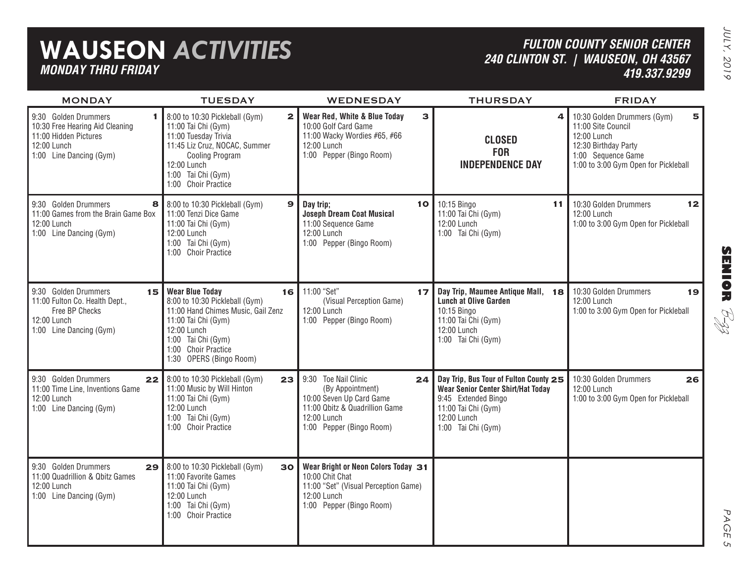# WAUSEON *ACTIVITIES*

***MONDAY THRU FRIDAY***

***FULTON COUNTY SENIOR CENTER***
***240 CLINTON ST. | WAUSEON, OH 43567***
***419.337.9299***

| MONDAY | TUESDAY | WEDNESDAY | THURSDAY | FRIDAY |
|---|---|---|---|---|
| **1**<br>9:30 Golden Drummers<br>10:30 Free Hearing Aid Cleaning<br>11:00 Hidden Pictures<br>12:00 Lunch<br>1:00 Line Dancing (Gym) | **2**<br>8:00 to 10:30 Pickleball (Gym)<br>11:00 Tai Chi (Gym)<br>11:00 Tuesday Trivia<br>11:45 Liz Cruz, NOCAC, Summer Cooling Program<br>12:00 Lunch<br>1:00 Tai Chi (Gym)<br>1:00 Choir Practice | **3**<br>**Wear Red, White & Blue Today**<br>10:00 Golf Card Game<br>11:00 Wacky Wordies #65, #66<br>12:00 Lunch<br>1:00 Pepper (Bingo Room) | **4**<br>**CLOSED FOR INDEPENDENCE DAY** | **5**<br>10:30 Golden Drummers (Gym)<br>11:00 Site Council<br>12:00 Lunch<br>12:30 Birthday Party<br>1:00 Sequence Game<br>1:00 to 3:00 Gym Open for Pickleball |
| **8**<br>9:30 Golden Drummers<br>11:00 Games from the Brain Game Box<br>12:00 Lunch<br>1:00 Line Dancing (Gym) | **9**<br>8:00 to 10:30 Pickleball (Gym)<br>11:00 Tenzi Dice Game<br>11:00 Tai Chi (Gym)<br>12:00 Lunch<br>1:00 Tai Chi (Gym)<br>1:00 Choir Practice | **10**<br>**Day trip;**<br>**Joseph Dream Coat Musical**<br>11:00 Sequence Game<br>12:00 Lunch<br>1:00 Pepper (Bingo Room) | **11**<br>10:15 Bingo<br>11:00 Tai Chi (Gym)<br>12:00 Lunch<br>1:00 Tai Chi (Gym) | **12**<br>10:30 Golden Drummers<br>12:00 Lunch<br>1:00 to 3:00 Gym Open for Pickleball |
| **15**<br>9:30 Golden Drummers<br>11:00 Fulton Co. Health Dept., Free BP Checks<br>12:00 Lunch<br>1:00 Line Dancing (Gym) | **16**<br>**Wear Blue Today**<br>8:00 to 10:30 Pickleball (Gym)<br>11:00 Hand Chimes Music, Gail Zenz<br>11:00 Tai Chi (Gym)<br>12:00 Lunch<br>1:00 Tai Chi (Gym)<br>1:00 Choir Practice<br>1:30 OPERS (Bingo Room) | **17**<br>11:00 "Set" (Visual Perception Game)<br>12:00 Lunch<br>1:00 Pepper (Bingo Room) | **18**<br>**Day Trip, Maumee Antique Mall, Lunch at Olive Garden**<br>10:15 Bingo<br>11:00 Tai Chi (Gym)<br>12:00 Lunch<br>1:00 Tai Chi (Gym) | **19**<br>10:30 Golden Drummers<br>12:00 Lunch<br>1:00 to 3:00 Gym Open for Pickleball |
| **22**<br>9:30 Golden Drummers<br>11:00 Time Line, Inventions Game<br>12:00 Lunch<br>1:00 Line Dancing (Gym) | **23**<br>8:00 to 10:30 Pickleball (Gym)<br>11:00 Music by Will Hinton<br>11:00 Tai Chi (Gym)<br>12:00 Lunch<br>1:00 Tai Chi (Gym)<br>1:00 Choir Practice | **24**<br>9:30 Toe Nail Clinic (By Appointment)<br>10:00 Seven Up Card Game<br>11:00 Qbitz & Quadrillion Game<br>12:00 Lunch<br>1:00 Pepper (Bingo Room) | **25**<br>**Day Trip, Bus Tour of Fulton County**<br>**Wear Senior Center Shirt/Hat Today**<br>9:45 Extended Bingo<br>11:00 Tai Chi (Gym)<br>12:00 Lunch<br>1:00 Tai Chi (Gym) | **26**<br>10:30 Golden Drummers<br>12:00 Lunch<br>1:00 to 3:00 Gym Open for Pickleball |
| **29**<br>9:30 Golden Drummers<br>11:00 Quadrillion & Qbitz Games<br>12:00 Lunch<br>1:00 Line Dancing (Gym) | **30**<br>8:00 to 10:30 Pickleball (Gym)<br>11:00 Favorite Games<br>11:00 Tai Chi (Gym)<br>12:00 Lunch<br>1:00 Tai Chi (Gym)<br>1:00 Choir Practice | **31**<br>**Wear Bright or Neon Colors Today**<br>10:00 Chit Chat<br>11:00 "Set" (Visual Perception Game)<br>12:00 Lunch<br>1:00 Pepper (Bingo Room) | | |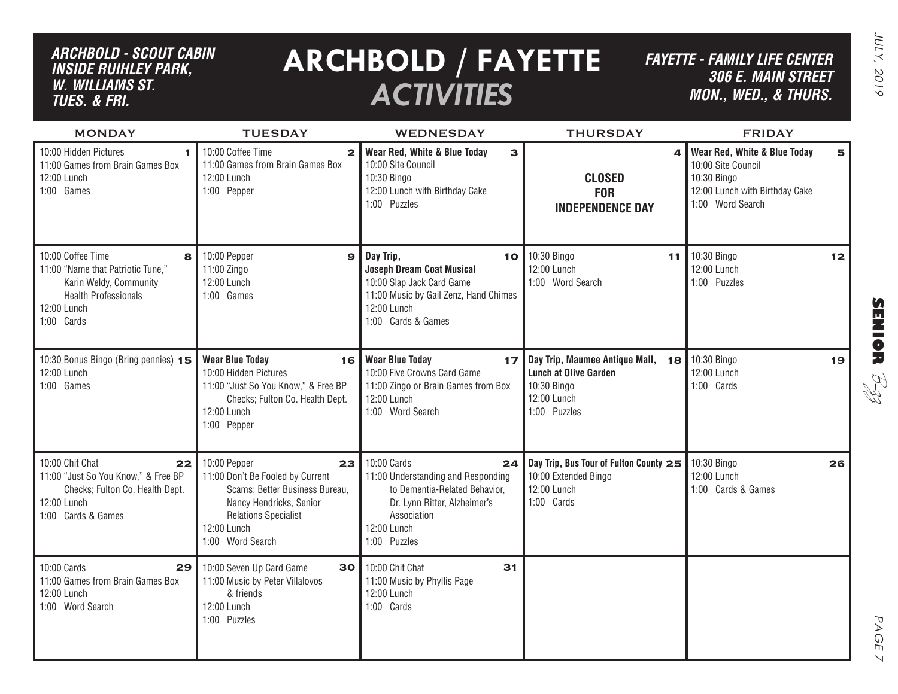# ARCHBOLD / FAYETTE *ACTIVITIES*

***ARCHBOLD - SCOUT CABIN INSIDE RUIHLEY PARK, W. WILLIAMS ST. TUES. & FRI.***

***FAYETTE - FAMILY LIFE CENTER 306 E. MAIN STREET MON., WED., & THURS.***

| MONDAY | TUESDAY | WEDNESDAY | THURSDAY | FRIDAY |
|---|---|---|---|---|
| **1** 10:00 Hidden Pictures<br>11:00 Games from Brain Games Box<br>12:00 Lunch<br>1:00 Games | **2** 10:00 Coffee Time<br>11:00 Games from Brain Games Box<br>12:00 Lunch<br>1:00 Pepper | **3** **Wear Red, White & Blue Today**<br>10:00 Site Council<br>10:30 Bingo<br>12:00 Lunch with Birthday Cake<br>1:00 Puzzles | **4** **CLOSED FOR INDEPENDENCE DAY** | **5** **Wear Red, White & Blue Today**<br>10:00 Site Council<br>10:30 Bingo<br>12:00 Lunch with Birthday Cake<br>1:00 Word Search |
| **8** 10:00 Coffee Time<br>11:00 "Name that Patriotic Tune," Karin Weldy, Community Health Professionals<br>12:00 Lunch<br>1:00 Cards | **9** 10:00 Pepper<br>11:00 Zingo<br>12:00 Lunch<br>1:00 Games | **10** **Day Trip, Joseph Dream Coat Musical**<br>10:00 Slap Jack Card Game<br>11:00 Music by Gail Zenz, Hand Chimes<br>12:00 Lunch<br>1:00 Cards & Games | **11** 10:30 Bingo<br>12:00 Lunch<br>1:00 Word Search | **12** 10:30 Bingo<br>12:00 Lunch<br>1:00 Puzzles |
| **15** 10:30 Bonus Bingo (Bring pennies)<br>12:00 Lunch<br>1:00 Games | **16** **Wear Blue Today**<br>10:00 Hidden Pictures<br>11:00 "Just So You Know," & Free BP Checks; Fulton Co. Health Dept.<br>12:00 Lunch<br>1:00 Pepper | **17** **Wear Blue Today**<br>10:00 Five Crowns Card Game<br>11:00 Zingo or Brain Games from Box<br>12:00 Lunch<br>1:00 Word Search | **18** **Day Trip, Maumee Antique Mall, Lunch at Olive Garden**<br>10:30 Bingo<br>12:00 Lunch<br>1:00 Puzzles | **19** 10:30 Bingo<br>12:00 Lunch<br>1:00 Cards |
| **22** 10:00 Chit Chat<br>11:00 "Just So You Know," & Free BP Checks; Fulton Co. Health Dept.<br>12:00 Lunch<br>1:00 Cards & Games | **23** 10:00 Pepper<br>11:00 Don't Be Fooled by Current Scams; Better Business Bureau, Nancy Hendricks, Senior Relations Specialist<br>12:00 Lunch<br>1:00 Word Search | **24** 10:00 Cards<br>11:00 Understanding and Responding to Dementia-Related Behavior, Dr. Lynn Ritter, Alzheimer's Association<br>12:00 Lunch<br>1:00 Puzzles | **25** **Day Trip, Bus Tour of Fulton County**<br>10:00 Extended Bingo<br>12:00 Lunch<br>1:00 Cards | **26** 10:30 Bingo<br>12:00 Lunch<br>1:00 Cards & Games |
| **29** 10:00 Cards<br>11:00 Games from Brain Games Box<br>12:00 Lunch<br>1:00 Word Search | **30** 10:00 Seven Up Card Game<br>11:00 Music by Peter Villalovos & friends<br>12:00 Lunch<br>1:00 Puzzles | **31** 10:00 Chit Chat<br>11:00 Music by Phyllis Page<br>12:00 Lunch<br>1:00 Cards | | |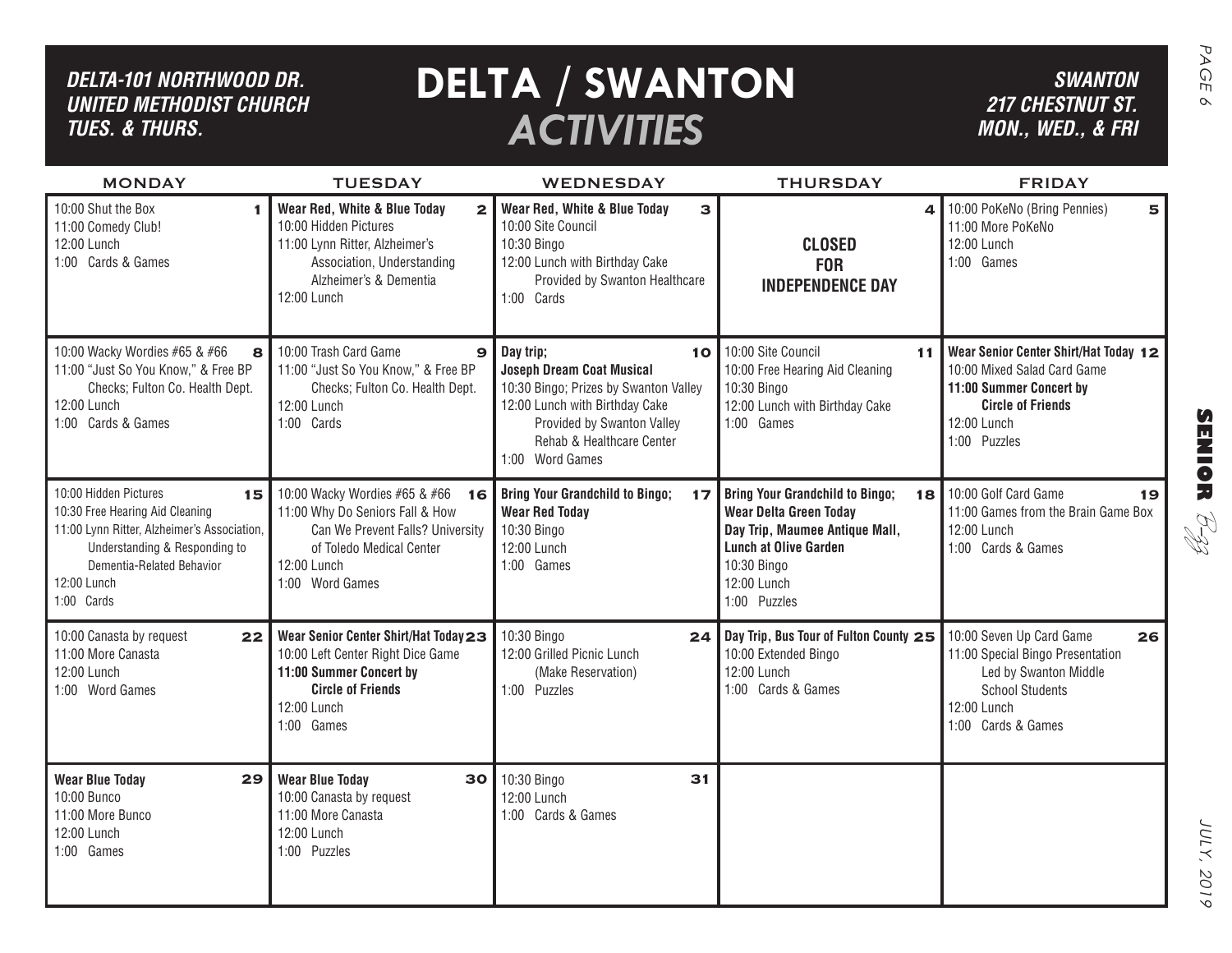*DELTA-101 NORTHWOOD DR.*
*UNITED METHODIST CHURCH*
*TUES. & THURS.*

# DELTA / SWANTON *ACTIVITIES*

*SWANTON*
*217 CHESTNUT ST.*
*MON., WED., & FRI*

| MONDAY | TUESDAY | WEDNESDAY | THURSDAY | FRIDAY |
|---|---|---|---|---|
| **1** 10:00 Shut the Box<br>11:00 Comedy Club!<br>12:00 Lunch<br>1:00 Cards & Games | **2** **Wear Red, White & Blue Today**<br>10:00 Hidden Pictures<br>11:00 Lynn Ritter, Alzheimer's Association, Understanding Alzheimer's & Dementia<br>12:00 Lunch | **3** **Wear Red, White & Blue Today**<br>10:00 Site Council<br>10:30 Bingo<br>12:00 Lunch with Birthday Cake Provided by Swanton Healthcare<br>1:00 Cards | **4** **CLOSED FOR INDEPENDENCE DAY** | **5** 10:00 PoKeNo (Bring Pennies)<br>11:00 More PoKeNo<br>12:00 Lunch<br>1:00 Games |
| **8** 10:00 Wacky Wordies #65 & #66<br>11:00 "Just So You Know," & Free BP Checks; Fulton Co. Health Dept.<br>12:00 Lunch<br>1:00 Cards & Games | **9** 10:00 Trash Card Game<br>11:00 "Just So You Know," & Free BP Checks; Fulton Co. Health Dept.<br>12:00 Lunch<br>1:00 Cards | **10** **Day trip;**<br>**Joseph Dream Coat Musical**<br>10:30 Bingo; Prizes by Swanton Valley<br>12:00 Lunch with Birthday Cake Provided by Swanton Valley Rehab & Healthcare Center<br>1:00 Word Games | **11** 10:00 Site Council<br>10:00 Free Hearing Aid Cleaning<br>10:30 Bingo<br>12:00 Lunch with Birthday Cake<br>1:00 Games | **12** **Wear Senior Center Shirt/Hat Today**<br>10:00 Mixed Salad Card Game<br>**11:00 Summer Concert by Circle of Friends**<br>12:00 Lunch<br>1:00 Puzzles |
| **15** 10:00 Hidden Pictures<br>10:30 Free Hearing Aid Cleaning<br>11:00 Lynn Ritter, Alzheimer's Association, Understanding & Responding to Dementia-Related Behavior<br>12:00 Lunch<br>1:00 Cards | **16** 10:00 Wacky Wordies #65 & #66<br>11:00 Why Do Seniors Fall & How Can We Prevent Falls? University of Toledo Medical Center<br>12:00 Lunch<br>1:00 Word Games | **17** **Bring Your Grandchild to Bingo;**<br>**Wear Red Today**<br>10:30 Bingo<br>12:00 Lunch<br>1:00 Games | **18** **Bring Your Grandchild to Bingo;**<br>**Wear Delta Green Today**<br>**Day Trip, Maumee Antique Mall, Lunch at Olive Garden**<br>10:30 Bingo<br>12:00 Lunch<br>1:00 Puzzles | **19** 10:00 Golf Card Game<br>11:00 Games from the Brain Game Box<br>12:00 Lunch<br>1:00 Cards & Games |
| **22** 10:00 Canasta by request<br>11:00 More Canasta<br>12:00 Lunch<br>1:00 Word Games | **23** **Wear Senior Center Shirt/Hat Today**<br>10:00 Left Center Right Dice Game<br>**11:00 Summer Concert by Circle of Friends**<br>12:00 Lunch<br>1:00 Games | **24** 10:30 Bingo<br>12:00 Grilled Picnic Lunch (Make Reservation)<br>1:00 Puzzles | **25** **Day Trip, Bus Tour of Fulton County**<br>10:00 Extended Bingo<br>12:00 Lunch<br>1:00 Cards & Games | **26** 10:00 Seven Up Card Game<br>11:00 Special Bingo Presentation Led by Swanton Middle School Students<br>12:00 Lunch<br>1:00 Cards & Games |
| **29** **Wear Blue Today**<br>10:00 Bunco<br>11:00 More Bunco<br>12:00 Lunch<br>1:00 Games | **30** **Wear Blue Today**<br>10:00 Canasta by request<br>11:00 More Canasta<br>12:00 Lunch<br>1:00 Puzzles | **31** 10:30 Bingo<br>12:00 Lunch<br>1:00 Cards & Games | | |